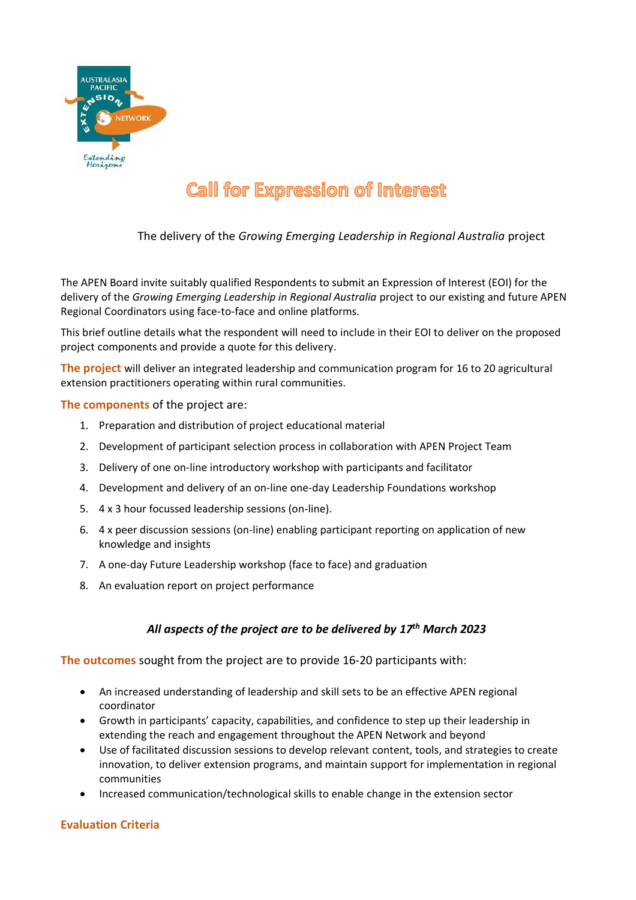# Call for Expression of Interest

The delivery of the *Growing Emerging Leadership in Regional Australia* project

The APEN Board invite suitably qualified Respondents to submit an Expression of Interest (EOI) for the delivery of the *Growing Emerging Leadership in Regional Australia* project to our existing and future APEN Regional Coordinators using face-to-face and online platforms.

This brief outline details what the respondent will need to include in their EOI to deliver on the proposed project components and provide a quote for this delivery.

**The project** will deliver an integrated leadership and communication program for 16 to 20 agricultural extension practitioners operating within rural communities.

**The components** of the project are:

1. Preparation and distribution of project educational material
2. Development of participant selection process in collaboration with APEN Project Team
3. Delivery of one on-line introductory workshop with participants and facilitator
4. Development and delivery of an on-line one-day Leadership Foundations workshop
5. 4 x 3 hour focussed leadership sessions (on-line).
6. 4 x peer discussion sessions (on-line) enabling participant reporting on application of new knowledge and insights
7. A one-day Future Leadership workshop (face to face) and graduation
8. An evaluation report on project performance

***All aspects of the project are to be delivered by 17th March 2023***

**The outcomes** sought from the project are to provide 16-20 participants with:

- An increased understanding of leadership and skill sets to be an effective APEN regional coordinator
- Growth in participants' capacity, capabilities, and confidence to step up their leadership in extending the reach and engagement throughout the APEN Network and beyond
- Use of facilitated discussion sessions to develop relevant content, tools, and strategies to create innovation, to deliver extension programs, and maintain support for implementation in regional communities
- Increased communication/technological skills to enable change in the extension sector

## Evaluation Criteria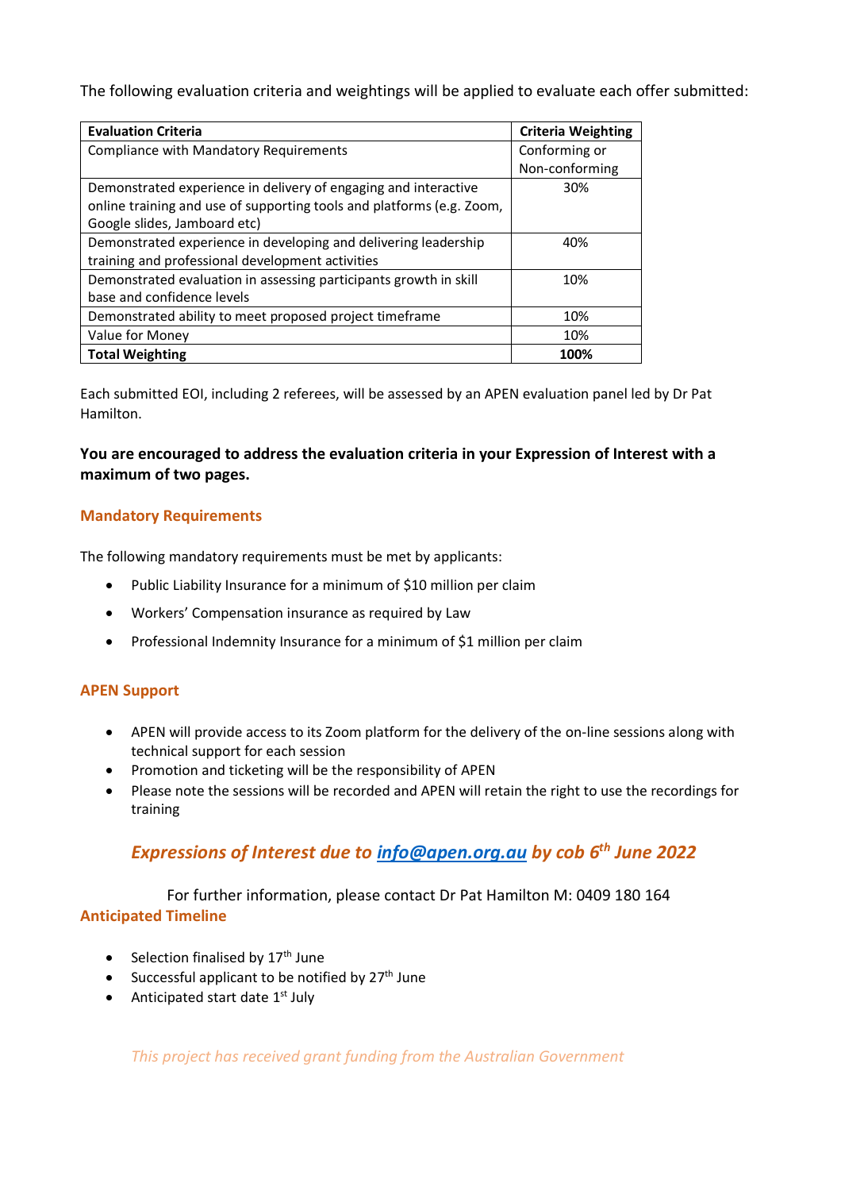The following evaluation criteria and weightings will be applied to evaluate each offer submitted:

| Evaluation Criteria | Criteria Weighting |
|---|---|
| Compliance with Mandatory Requirements | Conforming or Non-conforming |
| Demonstrated experience in delivery of engaging and interactive online training and use of supporting tools and platforms (e.g. Zoom, Google slides, Jamboard etc) | 30% |
| Demonstrated experience in developing and delivering leadership training and professional development activities | 40% |
| Demonstrated evaluation in assessing participants growth in skill base and confidence levels | 10% |
| Demonstrated ability to meet proposed project timeframe | 10% |
| Value for Money | 10% |
| **Total Weighting** | **100%** |

Each submitted EOI, including 2 referees, will be assessed by an APEN evaluation panel led by Dr Pat Hamilton.

**You are encouraged to address the evaluation criteria in your Expression of Interest with a maximum of two pages.**

### Mandatory Requirements

The following mandatory requirements must be met by applicants:

- Public Liability Insurance for a minimum of $10 million per claim
- Workers' Compensation insurance as required by Law
- Professional Indemnity Insurance for a minimum of $1 million per claim

### APEN Support

- APEN will provide access to its Zoom platform for the delivery of the on-line sessions along with technical support for each session
- Promotion and ticketing will be the responsibility of APEN
- Please note the sessions will be recorded and APEN will retain the right to use the recordings for training

## *Expressions of Interest due to info@apen.org.au by cob 6th June 2022*

For further information, please contact Dr Pat Hamilton M: 0409 180 164

### Anticipated Timeline

- Selection finalised by 17th June
- Successful applicant to be notified by 27th June
- Anticipated start date 1st July

*This project has received grant funding from the Australian Government*